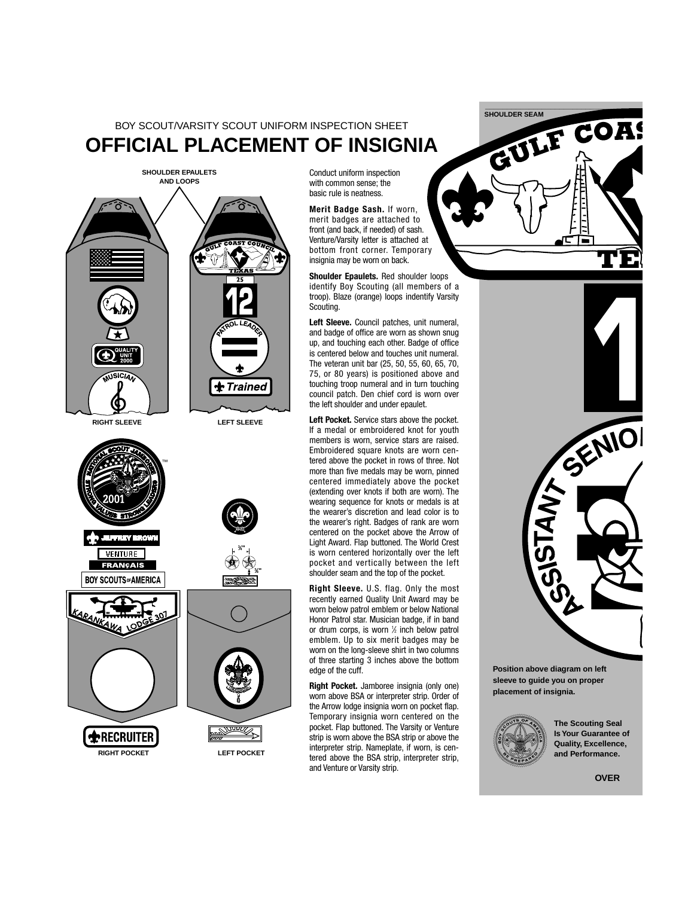BOY SCOUT/VARSITY SCOUT UNIFORM INSPECTION SHEET

# OFFICIAL PLACEMENT OF INSIGNIA

SHOULDER EPAULETS AND LOOPS

RIGHT SLEEVE

LEFT SLEEVE

RIGHT POCKET

LEFT POCKET

Conduct uniform inspection with common sense; the basic rule is neatness.

**Merit Badge Sash.** If worn, merit badges are attached to front (and back, if needed) of sash. Venture/Varsity letter is attached at bottom front corner. Temporary insignia may be worn on back.

**Shoulder Epaulets.** Red shoulder loops identify Boy Scouting (all members of a troop). Blaze (orange) loops indentify Varsity Scouting.

**Left Sleeve.** Council patches, unit numeral, and badge of office are worn as shown snug up, and touching each other. Badge of office is centered below and touches unit numeral. The veteran unit bar (25, 50, 55, 60, 65, 70, 75, or 80 years) is positioned above and touching troop numeral and in turn touching council patch. Den chief cord is worn over the left shoulder and under epaulet.

**Left Pocket.** Service stars above the pocket. If a medal or embroidered knot for youth members is worn, service stars are raised. Embroidered square knots are worn centered above the pocket in rows of three. Not more than five medals may be worn, pinned centered immediately above the pocket (extending over knots if both are worn). The wearing sequence for knots or medals is at the wearer's discretion and lead color is to the wearer's right. Badges of rank are worn centered on the pocket above the Arrow of Light Award. Flap buttoned. The World Crest is worn centered horizontally over the left pocket and vertically between the left shoulder seam and the top of the pocket.

**Right Sleeve.** U.S. flag. Only the most recently earned Quality Unit Award may be worn below patrol emblem or below National Honor Patrol star. Musician badge, if in band or drum corps, is worn ½ inch below patrol emblem. Up to six merit badges may be worn on the long-sleeve shirt in two columns of three starting 3 inches above the bottom edge of the cuff.

**Right Pocket.** Jamboree insignia (only one) worn above BSA or interpreter strip. Order of the Arrow lodge insignia worn on pocket flap. Temporary insignia worn centered on the pocket. Flap buttoned. The Varsity or Venture strip is worn above the BSA strip or above the interpreter strip. Nameplate, if worn, is centered above the BSA strip, interpreter strip, and Venture or Varsity strip.

SHOULDER SEAM

**Position above diagram on left sleeve to guide you on proper placement of insignia.**

**The Scouting Seal Is Your Guarantee of Quality, Excellence, and Performance.**

**OVER**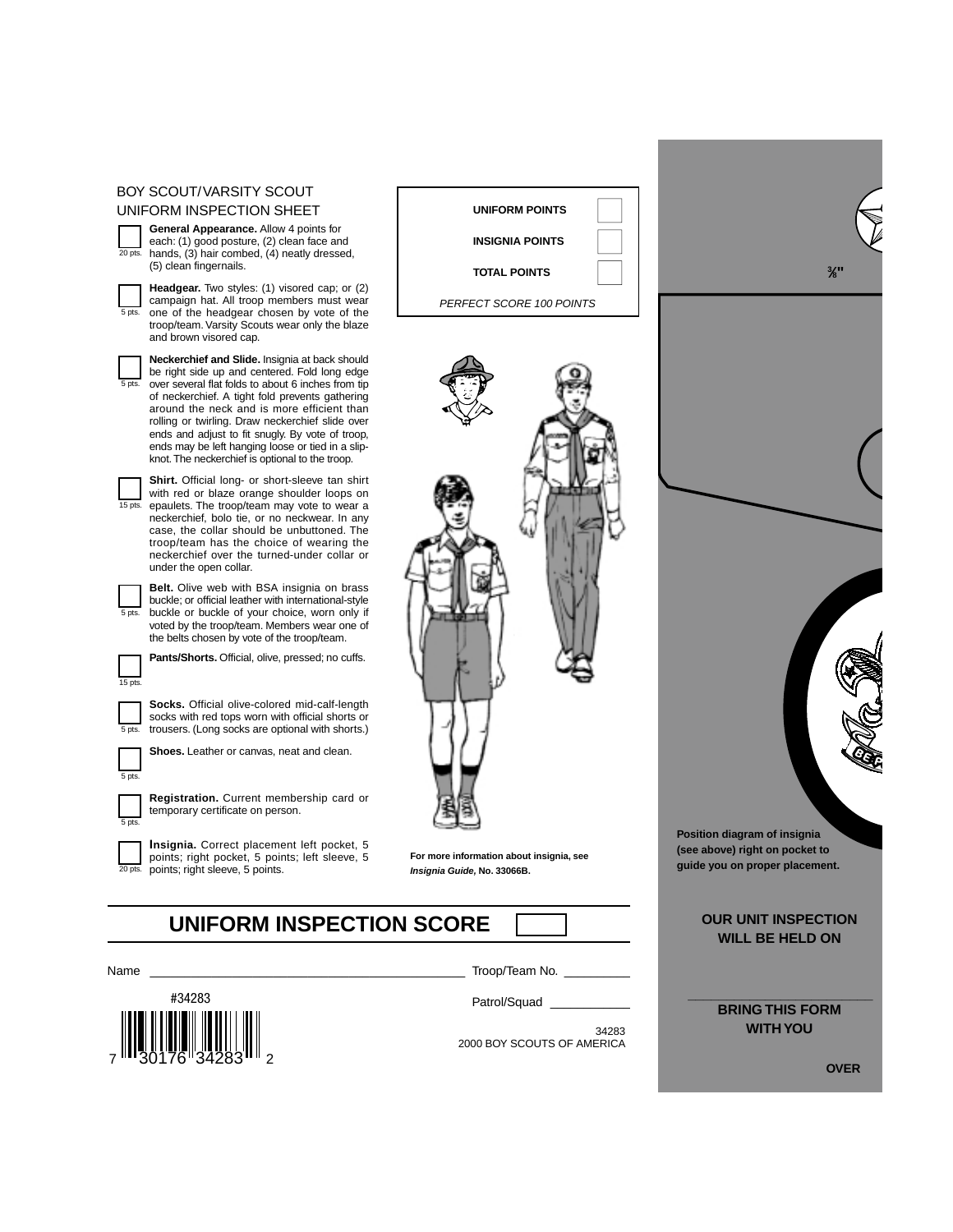# BOY SCOUT/VARSITY SCOUT UNIFORM INSPECTION SHEET

20 pts. **General Appearance.** Allow 4 points for each: (1) good posture, (2) clean face and hands, (3) hair combed, (4) neatly dressed, (5) clean fingernails.

5 pts. **Headgear.** Two styles: (1) visored cap; or (2) campaign hat. All troop members must wear one of the headgear chosen by vote of the troop/team. Varsity Scouts wear only the blaze and brown visored cap.

5 pts. **Neckerchief and Slide.** Insignia at back should be right side up and centered. Fold long edge over several flat folds to about 6 inches from tip of neckerchief. A tight fold prevents gathering around the neck and is more efficient than rolling or twirling. Draw neckerchief slide over ends and adjust to fit snugly. By vote of troop, ends may be left hanging loose or tied in a slip-knot. The neckerchief is optional to the troop.

15 pts. **Shirt.** Official long- or short-sleeve tan shirt with red or blaze orange shoulder loops on epaulets. The troop/team may vote to wear a neckerchief, bolo tie, or no neckwear. In any case, the collar should be unbuttoned. The troop/team has the choice of wearing the neckerchief over the turned-under collar or under the open collar.

5 pts. **Belt.** Olive web with BSA insignia on brass buckle; or official leather with international-style buckle or buckle of your choice, worn only if voted by the troop/team. Members wear one of the belts chosen by vote of the troop/team.

15 pts. **Pants/Shorts.** Official, olive, pressed; no cuffs.

5 pts. **Socks.** Official olive-colored mid-calf-length socks with red tops worn with official shorts or trousers. (Long socks are optional with shorts.)

5 pts. **Shoes.** Leather or canvas, neat and clean.

5 pts. **Registration.** Current membership card or temporary certificate on person.

20 pts. **Insignia.** Correct placement left pocket, 5 points; right pocket, 5 points; left sleeve, 5 points; right sleeve, 5 points.

| | |
|---|---|
| **UNIFORM POINTS** | |
| **INSIGNIA POINTS** | |
| **TOTAL POINTS** | |

*PERFECT SCORE 100 POINTS*

**For more information about insignia, see *Insignia Guide,* No. 33066B.**

## UNIFORM INSPECTION SCORE

Name ______________________ Troop/Team No. ________

Patrol/Squad ________

#34283

7 30176 34283 2

34283
2000 BOY SCOUTS OF AMERICA

⅜"

**Position diagram of insignia (see above) right on pocket to guide you on proper placement.**

**OUR UNIT INSPECTION WILL BE HELD ON**

________________________

**BRING THIS FORM WITH YOU**

**OVER**